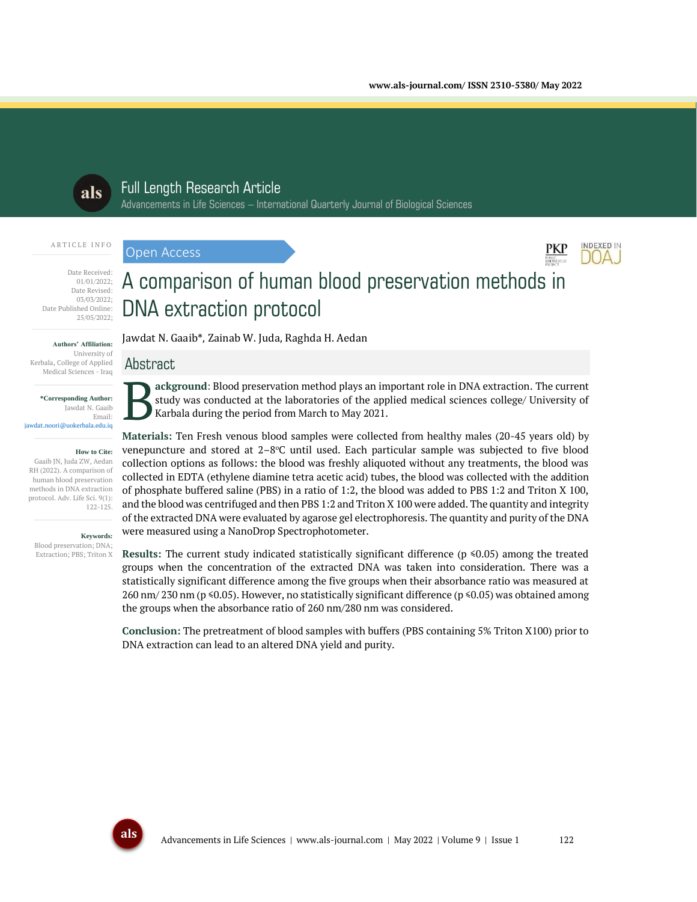Full Length Research Article

Advancements in Life Sciences – International Quarterly Journal of Biological Sciences

ARTICLE INFO

Date Received: 01/01/2022;
Date Revised: 03/03/2022;
Date Published Online: 25/05/2022;

**Authors' Affiliation:**
University of Kerbala, College of Applied Medical Sciences - Iraq

**\*Corresponding Author:**
Jawdat N. Gaaib
Email: jawdat.noori@uokerbala.edu.iq

**How to Cite:**
Gaaib JN, Juda ZW, Aedan RH (2022). A comparison of human blood preservation methods in DNA extraction protocol. Adv. Life Sci. 9(1): 122-125.

**Keywords:**
Blood preservation; DNA; Extraction; PBS; Triton X

Open Access

# A comparison of human blood preservation methods in DNA extraction protocol

Jawdat N. Gaaib*, Zainab W. Juda, Raghda H. Aedan

## Abstract

**Background**: Blood preservation method plays an important role in DNA extraction. The current study was conducted at the laboratories of the applied medical sciences college/ University of Karbala during the period from March to May 2021.

**Materials:** Ten Fresh venous blood samples were collected from healthy males (20-45 years old) by venepuncture and stored at 2–8°C until used. Each particular sample was subjected to five blood collection options as follows: the blood was freshly aliquoted without any treatments, the blood was collected in EDTA (ethylene diamine tetra acetic acid) tubes, the blood was collected with the addition of phosphate buffered saline (PBS) in a ratio of 1:2, the blood was added to PBS 1:2 and Triton X 100, and the blood was centrifuged and then PBS 1:2 and Triton X 100 were added. The quantity and integrity of the extracted DNA were evaluated by agarose gel electrophoresis. The quantity and purity of the DNA were measured using a NanoDrop Spectrophotometer.

**Results:** The current study indicated statistically significant difference ($p \leq 0.05$) among the treated groups when the concentration of the extracted DNA was taken into consideration. There was a statistically significant difference among the five groups when their absorbance ratio was measured at 260 nm/ 230 nm ($p \leq 0.05$). However, no statistically significant difference ($p \leq 0.05$) was obtained among the groups when the absorbance ratio of 260 nm/280 nm was considered.

**Conclusion:** The pretreatment of blood samples with buffers (PBS containing 5% Triton X100) prior to DNA extraction can lead to an altered DNA yield and purity.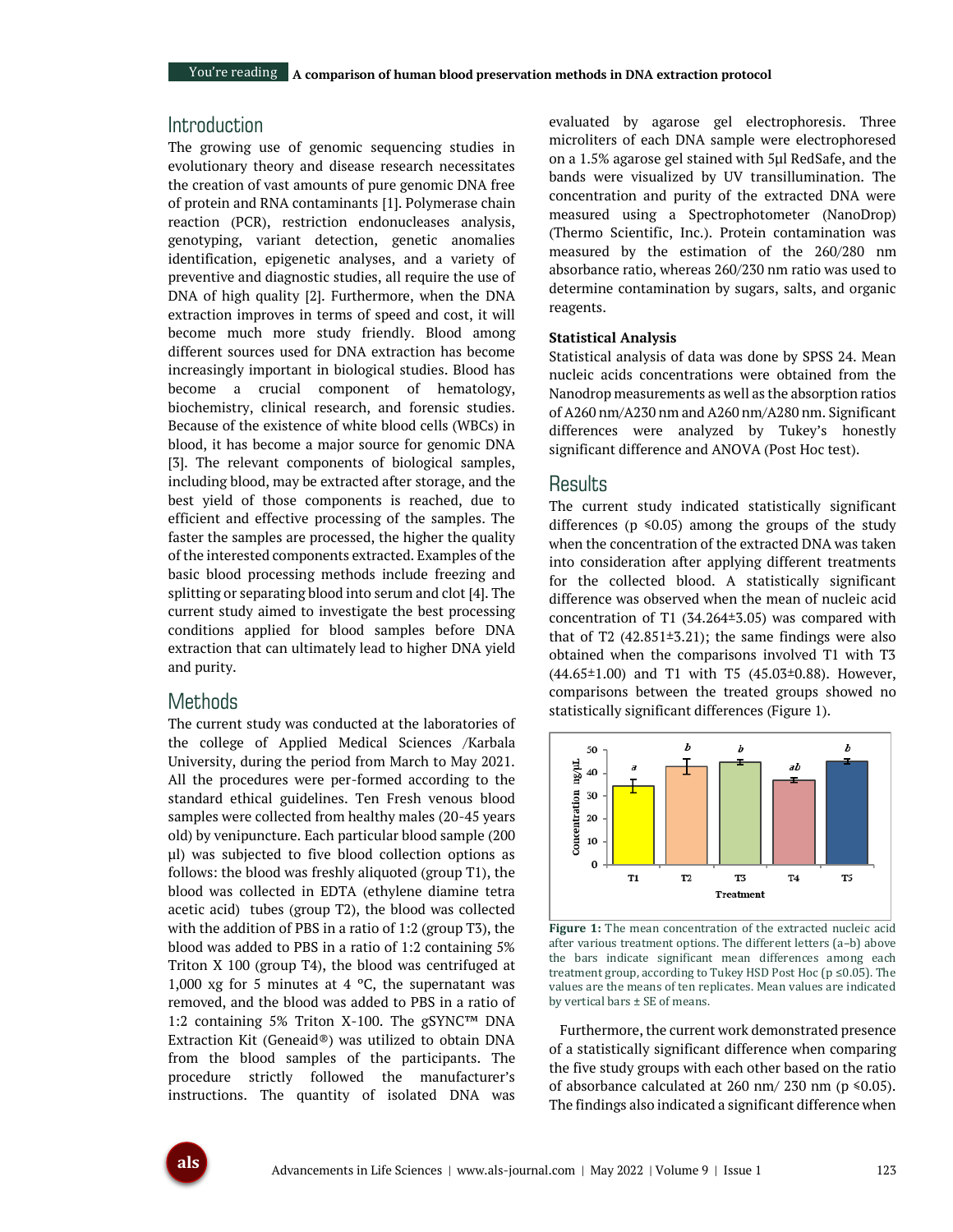## Introduction

The growing use of genomic sequencing studies in evolutionary theory and disease research necessitates the creation of vast amounts of pure genomic DNA free of protein and RNA contaminants [1]. Polymerase chain reaction (PCR), restriction endonucleases analysis, genotyping, variant detection, genetic anomalies identification, epigenetic analyses, and a variety of preventive and diagnostic studies, all require the use of DNA of high quality [2]. Furthermore, when the DNA extraction improves in terms of speed and cost, it will become much more study friendly. Blood among different sources used for DNA extraction has become increasingly important in biological studies. Blood has become a crucial component of hematology, biochemistry, clinical research, and forensic studies. Because of the existence of white blood cells (WBCs) in blood, it has become a major source for genomic DNA [3]. The relevant components of biological samples, including blood, may be extracted after storage, and the best yield of those components is reached, due to efficient and effective processing of the samples. The faster the samples are processed, the higher the quality of the interested components extracted. Examples of the basic blood processing methods include freezing and splitting or separating blood into serum and clot [4]. The current study aimed to investigate the best processing conditions applied for blood samples before DNA extraction that can ultimately lead to higher DNA yield and purity.

## Methods

The current study was conducted at the laboratories of the college of Applied Medical Sciences /Karbala University, during the period from March to May 2021. All the procedures were per-formed according to the standard ethical guidelines. Ten Fresh venous blood samples were collected from healthy males (20-45 years old) by venipuncture. Each particular blood sample (200 µl) was subjected to five blood collection options as follows: the blood was freshly aliquoted (group T1), the blood was collected in EDTA (ethylene diamine tetra acetic acid) tubes (group T2), the blood was collected with the addition of PBS in a ratio of 1:2 (group T3), the blood was added to PBS in a ratio of 1:2 containing 5% Triton X 100 (group T4), the blood was centrifuged at 1,000 xg for 5 minutes at 4 °C, the supernatant was removed, and the blood was added to PBS in a ratio of 1:2 containing 5% Triton X-100. The gSYNC™ DNA Extraction Kit (Geneaid®) was utilized to obtain DNA from the blood samples of the participants. The procedure strictly followed the manufacturer's instructions. The quantity of isolated DNA was evaluated by agarose gel electrophoresis. Three microliters of each DNA sample were electrophoresed on a 1.5% agarose gel stained with 5µl RedSafe, and the bands were visualized by UV transillumination. The concentration and purity of the extracted DNA were measured using a Spectrophotometer (NanoDrop) (Thermo Scientific, Inc.). Protein contamination was measured by the estimation of the 260/280 nm absorbance ratio, whereas 260/230 nm ratio was used to determine contamination by sugars, salts, and organic reagents.

### Statistical Analysis

Statistical analysis of data was done by SPSS 24. Mean nucleic acids concentrations were obtained from the Nanodrop measurements as well as the absorption ratios of A260 nm/A230 nm and A260 nm/A280 nm. Significant differences were analyzed by Tukey's honestly significant difference and ANOVA (Post Hoc test).

## Results

The current study indicated statistically significant differences ($p \leq 0.05$) among the groups of the study when the concentration of the extracted DNA was taken into consideration after applying different treatments for the collected blood. A statistically significant difference was observed when the mean of nucleic acid concentration of T1 (34.264±3.05) was compared with that of T2 (42.851±3.21); the same findings were also obtained when the comparisons involved T1 with T3 (44.65±1.00) and T1 with T5 (45.03±0.88). However, comparisons between the treated groups showed no statistically significant differences (Figure 1).

**Figure 1:** The mean concentration of the extracted nucleic acid after various treatment options. The different letters (a–b) above the bars indicate significant mean differences among each treatment group, according to Tukey HSD Post Hoc ($p \leq 0.05$). The values are the means of ten replicates. Mean values are indicated by vertical bars ± SE of means.

Furthermore, the current work demonstrated presence of a statistically significant difference when comparing the five study groups with each other based on the ratio of absorbance calculated at 260 nm/ 230 nm ($p \leq 0.05$). The findings also indicated a significant difference when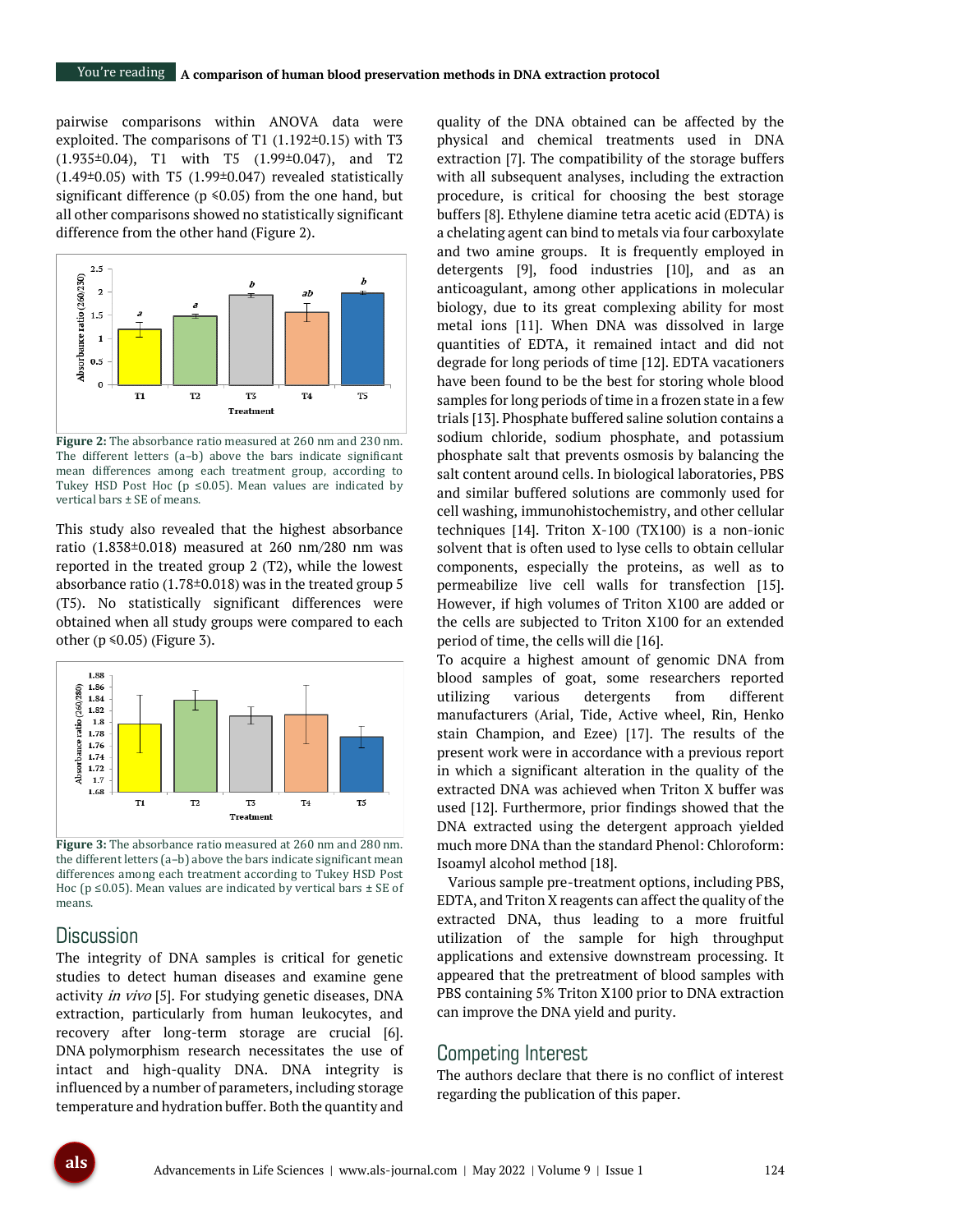pairwise comparisons within ANOVA data were exploited. The comparisons of T1 (1.192±0.15) with T3 (1.935±0.04), T1 with T5 (1.99±0.047), and T2 (1.49±0.05) with T5 (1.99±0.047) revealed statistically significant difference ($p \leqslant 0.05$) from the one hand, but all other comparisons showed no statistically significant difference from the other hand (Figure 2).

**Figure 2:** The absorbance ratio measured at 260 nm and 230 nm. The different letters (a–b) above the bars indicate significant mean differences among each treatment group, according to Tukey HSD Post Hoc ($p \leq 0.05$). Mean values are indicated by vertical bars ± SE of means.

This study also revealed that the highest absorbance ratio (1.838±0.018) measured at 260 nm/280 nm was reported in the treated group 2 (T2), while the lowest absorbance ratio (1.78±0.018) was in the treated group 5 (T5). No statistically significant differences were obtained when all study groups were compared to each other ($p \leqslant 0.05$) (Figure 3).

**Figure 3:** The absorbance ratio measured at 260 nm and 280 nm. the different letters (a–b) above the bars indicate significant mean differences among each treatment according to Tukey HSD Post Hoc ($p \leq 0.05$). Mean values are indicated by vertical bars ± SE of means.

## Discussion

The integrity of DNA samples is critical for genetic studies to detect human diseases and examine gene activity *in vivo* [5]. For studying genetic diseases, DNA extraction, particularly from human leukocytes, and recovery after long-term storage are crucial [6]. DNA polymorphism research necessitates the use of intact and high-quality DNA. DNA integrity is influenced by a number of parameters, including storage temperature and hydration buffer. Both the quantity and quality of the DNA obtained can be affected by the physical and chemical treatments used in DNA extraction [7]. The compatibility of the storage buffers with all subsequent analyses, including the extraction procedure, is critical for choosing the best storage buffers [8]. Ethylene diamine tetra acetic acid (EDTA) is a chelating agent can bind to metals via four carboxylate and two amine groups. It is frequently employed in detergents [9], food industries [10], and as an anticoagulant, among other applications in molecular biology, due to its great complexing ability for most metal ions [11]. When DNA was dissolved in large quantities of EDTA, it remained intact and did not degrade for long periods of time [12]. EDTA vacationers have been found to be the best for storing whole blood samples for long periods of time in a frozen state in a few trials [13]. Phosphate buffered saline solution contains a sodium chloride, sodium phosphate, and potassium phosphate salt that prevents osmosis by balancing the salt content around cells. In biological laboratories, PBS and similar buffered solutions are commonly used for cell washing, immunohistochemistry, and other cellular techniques [14]. Triton X-100 (TX100) is a non-ionic solvent that is often used to lyse cells to obtain cellular components, especially the proteins, as well as to permeabilize live cell walls for transfection [15]. However, if high volumes of Triton X100 are added or the cells are subjected to Triton X100 for an extended period of time, the cells will die [16].

To acquire a highest amount of genomic DNA from blood samples of goat, some researchers reported utilizing various detergents from different manufacturers (Arial, Tide, Active wheel, Rin, Henko stain Champion, and Ezee) [17]. The results of the present work were in accordance with a previous report in which a significant alteration in the quality of the extracted DNA was achieved when Triton X buffer was used [12]. Furthermore, prior findings showed that the DNA extracted using the detergent approach yielded much more DNA than the standard Phenol: Chloroform: Isoamyl alcohol method [18].

Various sample pre-treatment options, including PBS, EDTA, and Triton X reagents can affect the quality of the extracted DNA, thus leading to a more fruitful utilization of the sample for high throughput applications and extensive downstream processing. It appeared that the pretreatment of blood samples with PBS containing 5% Triton X100 prior to DNA extraction can improve the DNA yield and purity.

## Competing Interest

The authors declare that there is no conflict of interest regarding the publication of this paper.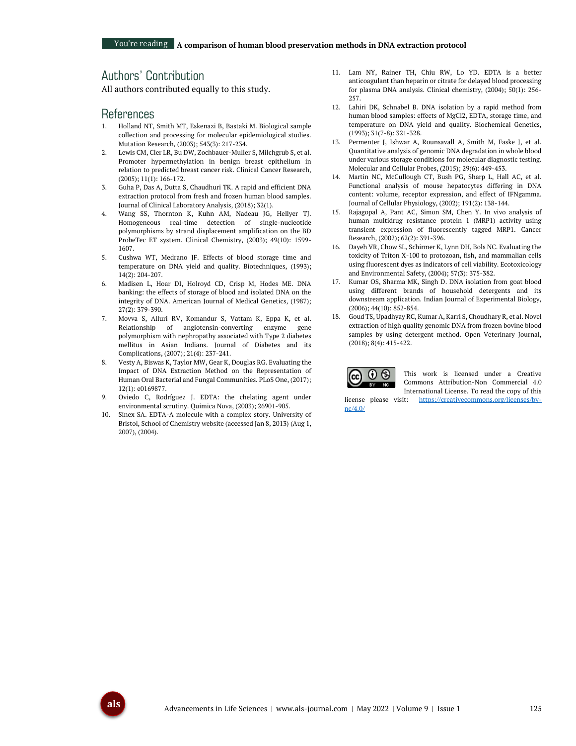## Authors' Contribution

All authors contributed equally to this study.

## References

1. Holland NT, Smith MT, Eskenazi B, Bastaki M. Biological sample collection and processing for molecular epidemiological studies. Mutation Research, (2003); 543(3): 217-234.
2. Lewis CM, Cler LR, Bu DW, Zochbauer-Muller S, Milchgrub S, et al. Promoter hypermethylation in benign breast epithelium in relation to predicted breast cancer risk. Clinical Cancer Research, (2005); 11(1): 166-172.
3. Guha P, Das A, Dutta S, Chaudhuri TK. A rapid and efficient DNA extraction protocol from fresh and frozen human blood samples. Journal of Clinical Laboratory Analysis, (2018); 32(1).
4. Wang SS, Thornton K, Kuhn AM, Nadeau JG, Hellyer TJ. Homogeneous real-time detection of single-nucleotide polymorphisms by strand displacement amplification on the BD ProbeTec ET system. Clinical Chemistry, (2003); 49(10): 1599-1607.
5. Cushwa WT, Medrano JF. Effects of blood storage time and temperature on DNA yield and quality. Biotechniques, (1993); 14(2): 204-207.
6. Madisen L, Hoar DI, Holroyd CD, Crisp M, Hodes ME. DNA banking: the effects of storage of blood and isolated DNA on the integrity of DNA. American Journal of Medical Genetics, (1987); 27(2): 379-390.
7. Movva S, Alluri RV, Komandur S, Vattam K, Eppa K, et al. Relationship of angiotensin-converting enzyme gene polymorphism with nephropathy associated with Type 2 diabetes mellitus in Asian Indians. Journal of Diabetes and its Complications, (2007); 21(4): 237-241.
8. Vesty A, Biswas K, Taylor MW, Gear K, Douglas RG. Evaluating the Impact of DNA Extraction Method on the Representation of Human Oral Bacterial and Fungal Communities. PLoS One, (2017); 12(1): e0169877.
9. Oviedo C, Rodríguez J. EDTA: the chelating agent under environmental scrutiny. Quimica Nova, (2003); 26901-905.
10. Sinex SA. EDTA-A molecule with a complex story. University of Bristol, School of Chemistry website (accessed Jan 8, 2013) (Aug 1, 2007), (2004).
11. Lam NY, Rainer TH, Chiu RW, Lo YD. EDTA is a better anticoagulant than heparin or citrate for delayed blood processing for plasma DNA analysis. Clinical chemistry, (2004); 50(1): 256-257.
12. Lahiri DK, Schnabel B. DNA isolation by a rapid method from human blood samples: effects of $MgCl_2$, EDTA, storage time, and temperature on DNA yield and quality. Biochemical Genetics, (1993); 31(7-8): 321-328.
13. Permenter J, Ishwar A, Rounsavall A, Smith M, Faske J, et al. Quantitative analysis of genomic DNA degradation in whole blood under various storage conditions for molecular diagnostic testing. Molecular and Cellular Probes, (2015); 29(6): 449-453.
14. Martin NC, McCullough CT, Bush PG, Sharp L, Hall AC, et al. Functional analysis of mouse hepatocytes differing in DNA content: volume, receptor expression, and effect of IFNgamma. Journal of Cellular Physiology, (2002); 191(2): 138-144.
15. Rajagopal A, Pant AC, Simon SM, Chen Y. In vivo analysis of human multidrug resistance protein 1 (MRP1) activity using transient expression of fluorescently tagged MRP1. Cancer Research, (2002); 62(2): 391-396.
16. Dayeh VR, Chow SL, Schirmer K, Lynn DH, Bols NC. Evaluating the toxicity of Triton X-100 to protozoan, fish, and mammalian cells using fluorescent dyes as indicators of cell viability. Ecotoxicology and Environmental Safety, (2004); 57(3): 375-382.
17. Kumar OS, Sharma MK, Singh D. DNA isolation from goat blood using different brands of household detergents and its downstream application. Indian Journal of Experimental Biology, (2006); 44(10): 852-854.
18. Goud TS, Upadhyay RC, Kumar A, Karri S, Choudhary R, et al. Novel extraction of high quality genomic DNA from frozen bovine blood samples by using detergent method. Open Veterinary Journal, (2018); 8(4): 415-422.

This work is licensed under a Creative Commons Attribution-Non Commercial 4.0 International License. To read the copy of this license please visit: https://creativecommons.org/licenses/by-nc/4.0/